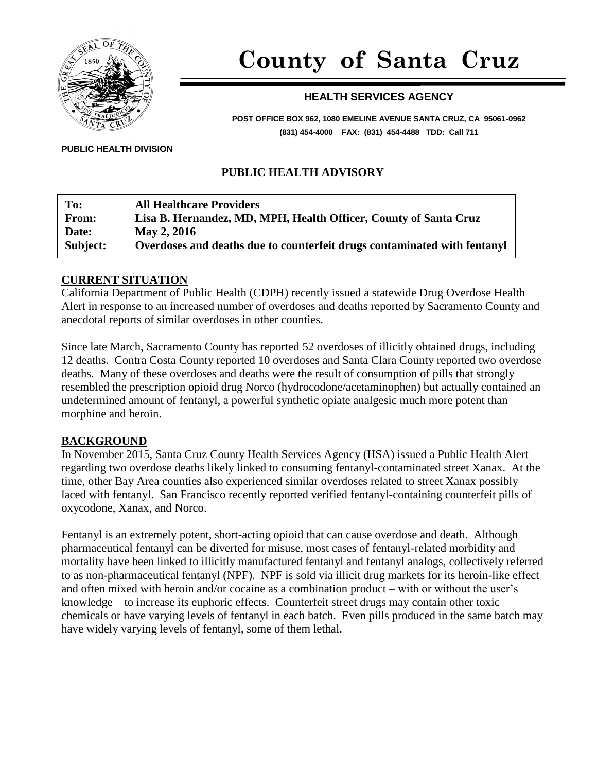# County of Santa Cruz

## HEALTH SERVICES AGENCY

**POST OFFICE BOX 962, 1080 EMELINE AVENUE SANTA CRUZ, CA 95061-0962**
**(831) 454-4000 FAX: (831) 454-4488 TDD: Call 711**

**PUBLIC HEALTH DIVISION**

## PUBLIC HEALTH ADVISORY

| | |
|---|---|
| **To:** | **All Healthcare Providers** |
| **From:** | **Lisa B. Hernandez, MD, MPH, Health Officer, County of Santa Cruz** |
| **Date:** | **May 2, 2016** |
| **Subject:** | **Overdoses and deaths due to counterfeit drugs contaminated with fentanyl** |

### CURRENT SITUATION

California Department of Public Health (CDPH) recently issued a statewide Drug Overdose Health Alert in response to an increased number of overdoses and deaths reported by Sacramento County and anecdotal reports of similar overdoses in other counties.

Since late March, Sacramento County has reported 52 overdoses of illicitly obtained drugs, including 12 deaths. Contra Costa County reported 10 overdoses and Santa Clara County reported two overdose deaths. Many of these overdoses and deaths were the result of consumption of pills that strongly resembled the prescription opioid drug Norco (hydrocodone/acetaminophen) but actually contained an undetermined amount of fentanyl, a powerful synthetic opiate analgesic much more potent than morphine and heroin.

### BACKGROUND

In November 2015, Santa Cruz County Health Services Agency (HSA) issued a Public Health Alert regarding two overdose deaths likely linked to consuming fentanyl-contaminated street Xanax. At the time, other Bay Area counties also experienced similar overdoses related to street Xanax possibly laced with fentanyl. San Francisco recently reported verified fentanyl-containing counterfeit pills of oxycodone, Xanax, and Norco.

Fentanyl is an extremely potent, short-acting opioid that can cause overdose and death. Although pharmaceutical fentanyl can be diverted for misuse, most cases of fentanyl-related morbidity and mortality have been linked to illicitly manufactured fentanyl and fentanyl analogs, collectively referred to as non-pharmaceutical fentanyl (NPF). NPF is sold via illicit drug markets for its heroin-like effect and often mixed with heroin and/or cocaine as a combination product – with or without the user's knowledge – to increase its euphoric effects. Counterfeit street drugs may contain other toxic chemicals or have varying levels of fentanyl in each batch. Even pills produced in the same batch may have widely varying levels of fentanyl, some of them lethal.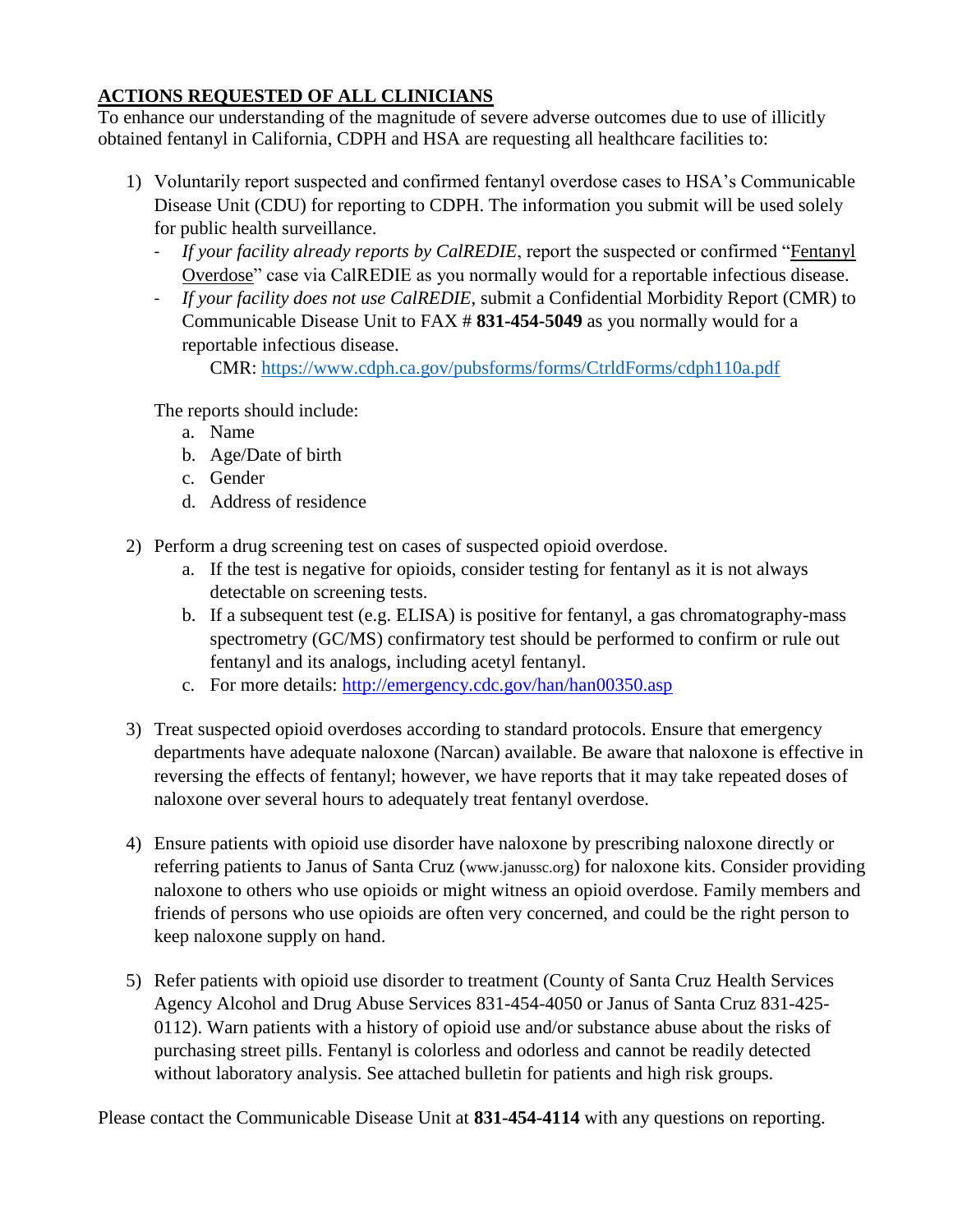## ACTIONS REQUESTED OF ALL CLINICIANS

To enhance our understanding of the magnitude of severe adverse outcomes due to use of illicitly obtained fentanyl in California, CDPH and HSA are requesting all healthcare facilities to:

1) Voluntarily report suspected and confirmed fentanyl overdose cases to HSA's Communicable Disease Unit (CDU) for reporting to CDPH. The information you submit will be used solely for public health surveillance.
   - *If your facility already reports by CalREDIE*, report the suspected or confirmed "Fentanyl Overdose" case via CalREDIE as you normally would for a reportable infectious disease.
   - *If your facility does not use CalREDIE*, submit a Confidential Morbidity Report (CMR) to Communicable Disease Unit to FAX # **831-454-5049** as you normally would for a reportable infectious disease.

     CMR: https://www.cdph.ca.gov/pubsforms/forms/CtrldForms/cdph110a.pdf

   The reports should include:
   a. Name
   b. Age/Date of birth
   c. Gender
   d. Address of residence

2) Perform a drug screening test on cases of suspected opioid overdose.
   a. If the test is negative for opioids, consider testing for fentanyl as it is not always detectable on screening tests.
   b. If a subsequent test (e.g. ELISA) is positive for fentanyl, a gas chromatography-mass spectrometry (GC/MS) confirmatory test should be performed to confirm or rule out fentanyl and its analogs, including acetyl fentanyl.
   c. For more details: http://emergency.cdc.gov/han/han00350.asp

3) Treat suspected opioid overdoses according to standard protocols. Ensure that emergency departments have adequate naloxone (Narcan) available. Be aware that naloxone is effective in reversing the effects of fentanyl; however, we have reports that it may take repeated doses of naloxone over several hours to adequately treat fentanyl overdose.

4) Ensure patients with opioid use disorder have naloxone by prescribing naloxone directly or referring patients to Janus of Santa Cruz (www.janussc.org) for naloxone kits. Consider providing naloxone to others who use opioids or might witness an opioid overdose. Family members and friends of persons who use opioids are often very concerned, and could be the right person to keep naloxone supply on hand.

5) Refer patients with opioid use disorder to treatment (County of Santa Cruz Health Services Agency Alcohol and Drug Abuse Services 831-454-4050 or Janus of Santa Cruz 831-425-0112). Warn patients with a history of opioid use and/or substance abuse about the risks of purchasing street pills. Fentanyl is colorless and odorless and cannot be readily detected without laboratory analysis. See attached bulletin for patients and high risk groups.

Please contact the Communicable Disease Unit at **831-454-4114** with any questions on reporting.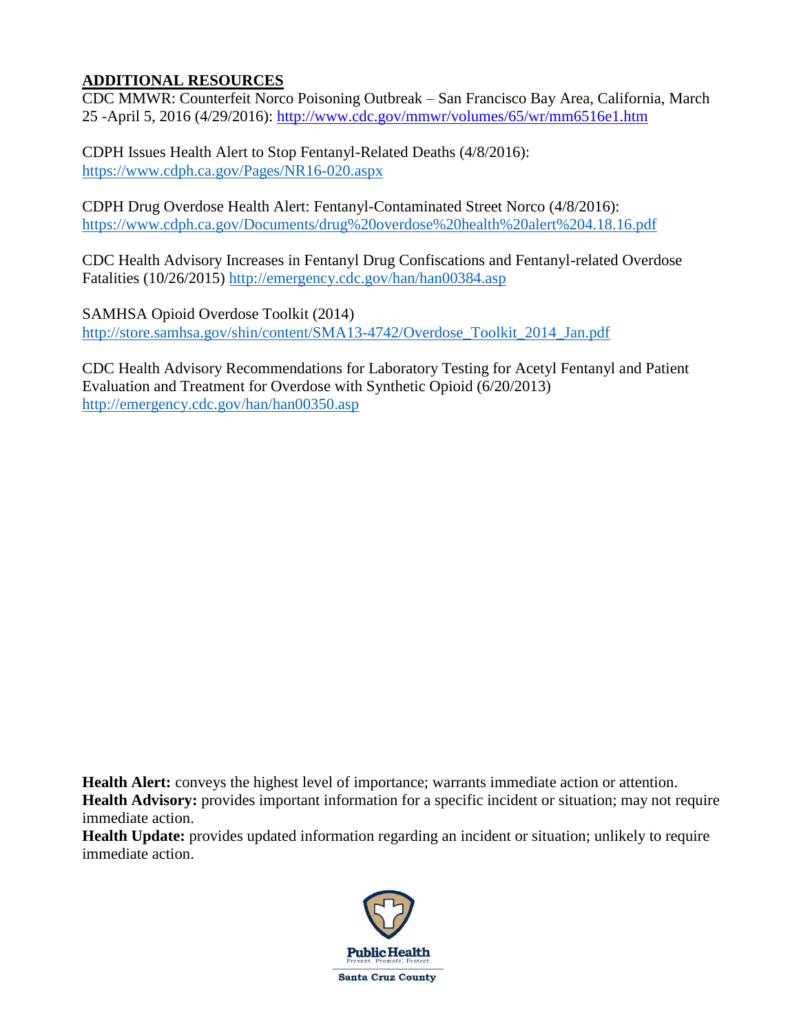## ADDITIONAL RESOURCES

CDC MMWR: Counterfeit Norco Poisoning Outbreak – San Francisco Bay Area, California, March 25 -April 5, 2016 (4/29/2016): http://www.cdc.gov/mmwr/volumes/65/wr/mm6516e1.htm

CDPH Issues Health Alert to Stop Fentanyl-Related Deaths (4/8/2016): https://www.cdph.ca.gov/Pages/NR16-020.aspx

CDPH Drug Overdose Health Alert: Fentanyl-Contaminated Street Norco (4/8/2016): https://www.cdph.ca.gov/Documents/drug%20overdose%20health%20alert%204.18.16.pdf

CDC Health Advisory Increases in Fentanyl Drug Confiscations and Fentanyl-related Overdose Fatalities (10/26/2015) http://emergency.cdc.gov/han/han00384.asp

SAMHSA Opioid Overdose Toolkit (2014) http://store.samhsa.gov/shin/content/SMA13-4742/Overdose_Toolkit_2014_Jan.pdf

CDC Health Advisory Recommendations for Laboratory Testing for Acetyl Fentanyl and Patient Evaluation and Treatment for Overdose with Synthetic Opioid (6/20/2013) http://emergency.cdc.gov/han/han00350.asp

**Health Alert:** conveys the highest level of importance; warrants immediate action or attention.
**Health Advisory:** provides important information for a specific incident or situation; may not require immediate action.
**Health Update:** provides updated information regarding an incident or situation; unlikely to require immediate action.

Public Health
Prevent. Promote. Protect.
Santa Cruz County